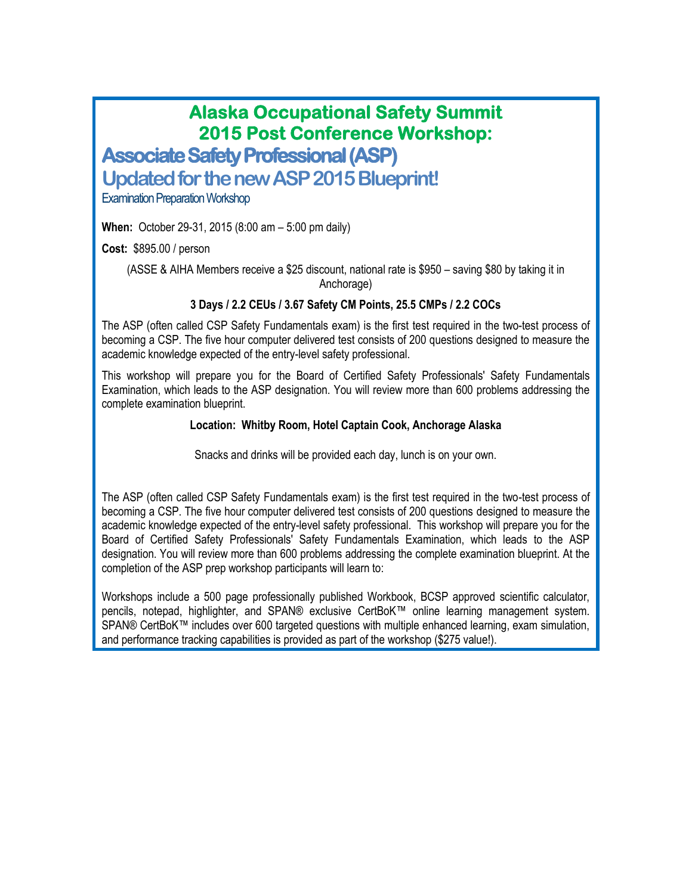# Alaska Occupational Safety Summit 2015 Post Conference Workshop:

## Associate Safety Professional (ASP)

## Updated for the new ASP 2015 Blueprint!

Examination Preparation Workshop

**When:** October 29-31, 2015 (8:00 am – 5:00 pm daily)

**Cost:** $895.00 / person

(ASSE & AIHA Members receive a $25 discount, national rate is $950 – saving $80 by taking it in Anchorage)

**3 Days / 2.2 CEUs / 3.67 Safety CM Points, 25.5 CMPs / 2.2 COCs**

The ASP (often called CSP Safety Fundamentals exam) is the first test required in the two-test process of becoming a CSP. The five hour computer delivered test consists of 200 questions designed to measure the academic knowledge expected of the entry-level safety professional.

This workshop will prepare you for the Board of Certified Safety Professionals' Safety Fundamentals Examination, which leads to the ASP designation. You will review more than 600 problems addressing the complete examination blueprint.

**Location: Whitby Room, Hotel Captain Cook, Anchorage Alaska**

Snacks and drinks will be provided each day, lunch is on your own.

The ASP (often called CSP Safety Fundamentals exam) is the first test required in the two-test process of becoming a CSP. The five hour computer delivered test consists of 200 questions designed to measure the academic knowledge expected of the entry-level safety professional. This workshop will prepare you for the Board of Certified Safety Professionals' Safety Fundamentals Examination, which leads to the ASP designation. You will review more than 600 problems addressing the complete examination blueprint. At the completion of the ASP prep workshop participants will learn to:

Workshops include a 500 page professionally published Workbook, BCSP approved scientific calculator, pencils, notepad, highlighter, and SPAN® exclusive CertBoK™ online learning management system. SPAN® CertBoK™ includes over 600 targeted questions with multiple enhanced learning, exam simulation, and performance tracking capabilities is provided as part of the workshop ($275 value!).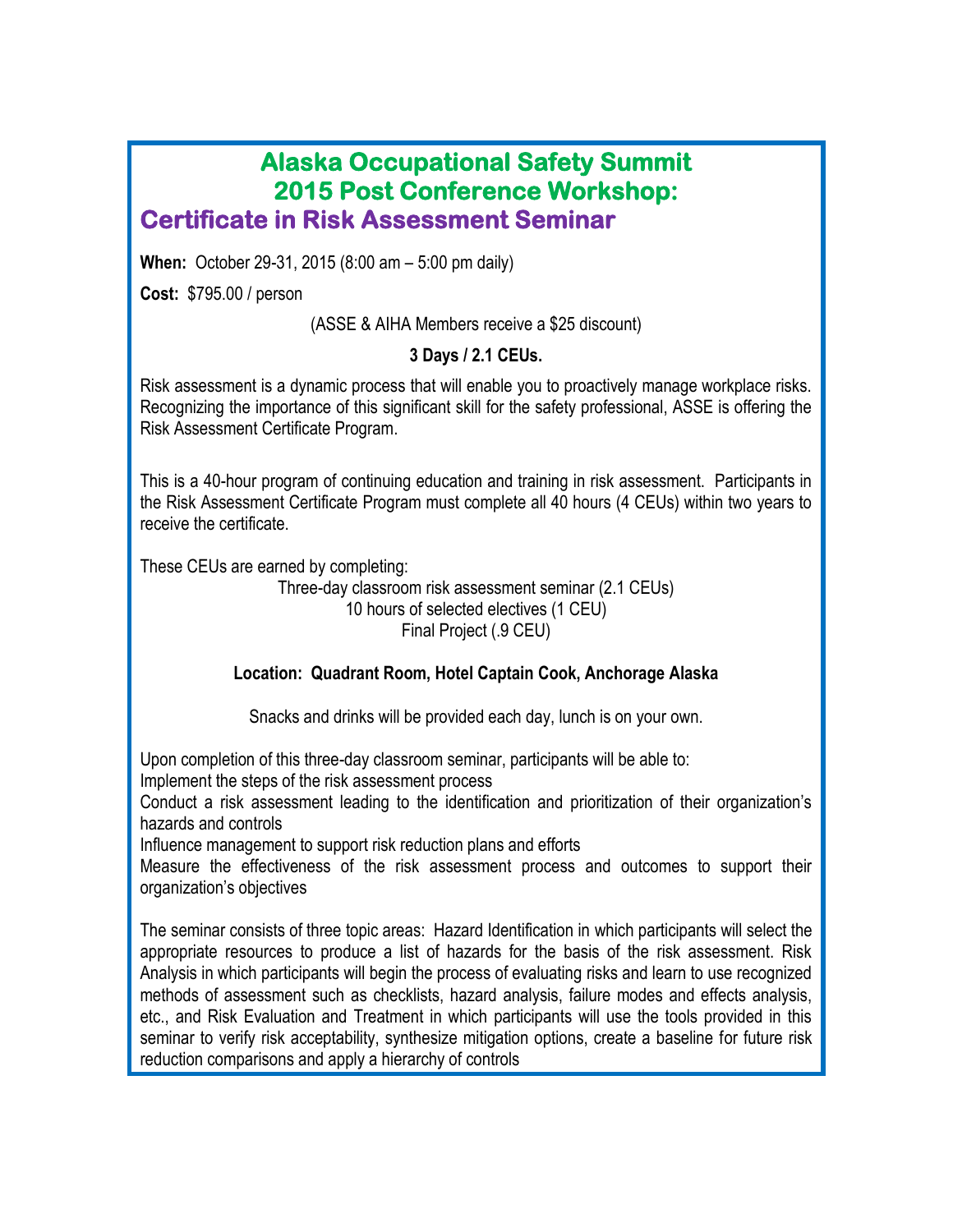# Alaska Occupational Safety Summit
# 2015 Post Conference Workshop:
## Certificate in Risk Assessment Seminar

**When:** October 29-31, 2015 (8:00 am – 5:00 pm daily)

**Cost:** $795.00 / person

(ASSE & AIHA Members receive a $25 discount)

**3 Days / 2.1 CEUs.**

Risk assessment is a dynamic process that will enable you to proactively manage workplace risks. Recognizing the importance of this significant skill for the safety professional, ASSE is offering the Risk Assessment Certificate Program.

This is a 40-hour program of continuing education and training in risk assessment. Participants in the Risk Assessment Certificate Program must complete all 40 hours (4 CEUs) within two years to receive the certificate.

These CEUs are earned by completing:

Three-day classroom risk assessment seminar (2.1 CEUs)
10 hours of selected electives (1 CEU)
Final Project (.9 CEU)

**Location: Quadrant Room, Hotel Captain Cook, Anchorage Alaska**

Snacks and drinks will be provided each day, lunch is on your own.

Upon completion of this three-day classroom seminar, participants will be able to:

Implement the steps of the risk assessment process

Conduct a risk assessment leading to the identification and prioritization of their organization's hazards and controls

Influence management to support risk reduction plans and efforts

Measure the effectiveness of the risk assessment process and outcomes to support their organization's objectives

The seminar consists of three topic areas: Hazard Identification in which participants will select the appropriate resources to produce a list of hazards for the basis of the risk assessment. Risk Analysis in which participants will begin the process of evaluating risks and learn to use recognized methods of assessment such as checklists, hazard analysis, failure modes and effects analysis, etc., and Risk Evaluation and Treatment in which participants will use the tools provided in this seminar to verify risk acceptability, synthesize mitigation options, create a baseline for future risk reduction comparisons and apply a hierarchy of controls